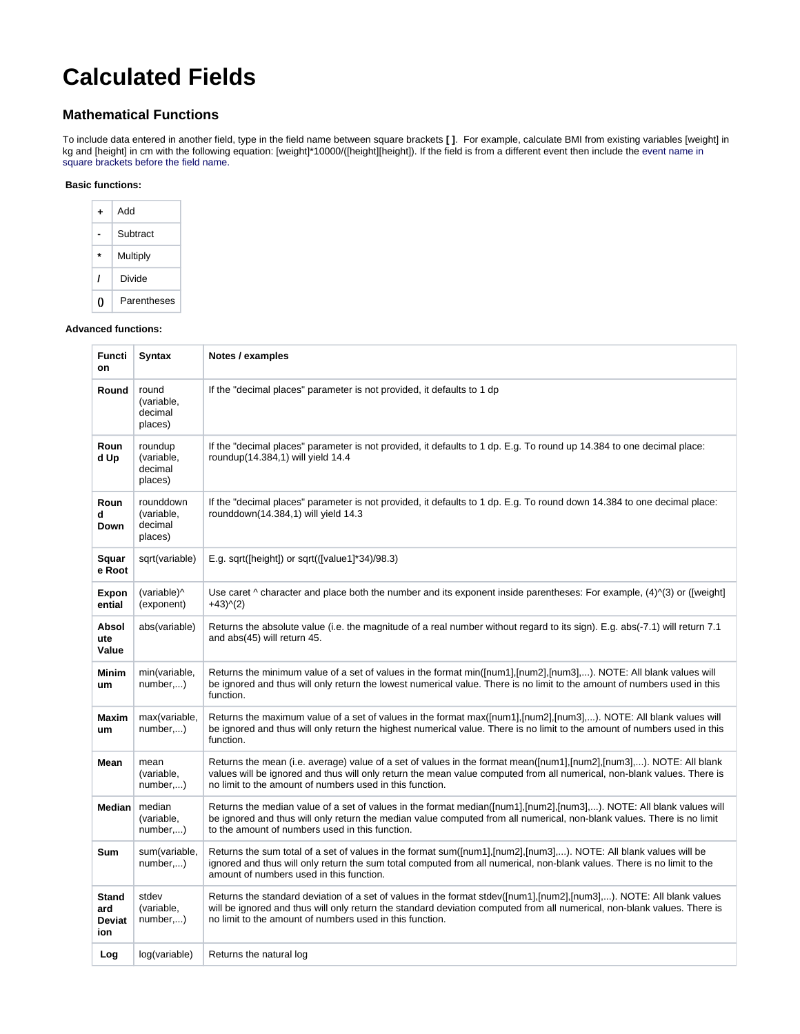# Calculated Fields

## Mathematical Functions

To include data entered in another field, type in the field name between square brackets **[ ]**. For example, calculate BMI from existing variables [weight] in kg and [height] in cm with the following equation: [weight]*10000/([height][height]). If the field is from a different event then include the event name in square brackets before the field name.

**Basic functions:**

| | |
|---|---|
| **+** | Add |
| **-** | Subtract |
| ***** | Multiply |
| **/** | Divide |
| **()** | Parentheses |

**Advanced functions:**

| Function | Syntax | Notes / examples |
|---|---|---|
| **Round** | round (variable, decimal places) | If the "decimal places" parameter is not provided, it defaults to 1 dp |
| **Round Up** | roundup (variable, decimal places) | If the "decimal places" parameter is not provided, it defaults to 1 dp. E.g. To round up 14.384 to one decimal place: roundup(14.384,1) will yield 14.4 |
| **Round Down** | rounddown (variable, decimal places) | If the "decimal places" parameter is not provided, it defaults to 1 dp. E.g. To round down 14.384 to one decimal place: rounddown(14.384,1) will yield 14.3 |
| **Square Root** | sqrt(variable) | E.g. sqrt([height]) or sqrt(([value1]*34)/98.3) |
| **Exponential** | (variable)^(exponent) | Use caret ^ character and place both the number and its exponent inside parentheses: For example, (4)^(3) or ([weight]+43)^(2) |
| **Absolute Value** | abs(variable) | Returns the absolute value (i.e. the magnitude of a real number without regard to its sign). E.g. abs(-7.1) will return 7.1 and abs(45) will return 45. |
| **Minimum** | min(variable, number,...) | Returns the minimum value of a set of values in the format min([num1],[num2],[num3],...). NOTE: All blank values will be ignored and thus will only return the lowest numerical value. There is no limit to the amount of numbers used in this function. |
| **Maximum** | max(variable, number,...) | Returns the maximum value of a set of values in the format max([num1],[num2],[num3],...). NOTE: All blank values will be ignored and thus will only return the highest numerical value. There is no limit to the amount of numbers used in this function. |
| **Mean** | mean (variable, number,...) | Returns the mean (i.e. average) value of a set of values in the format mean([num1],[num2],[num3],...). NOTE: All blank values will be ignored and thus will only return the mean value computed from all numerical, non-blank values. There is no limit to the amount of numbers used in this function. |
| **Median** | median (variable, number,...) | Returns the median value of a set of values in the format median([num1],[num2],[num3],...). NOTE: All blank values will be ignored and thus will only return the median value computed from all numerical, non-blank values. There is no limit to the amount of numbers used in this function. |
| **Sum** | sum(variable, number,...) | Returns the sum total of a set of values in the format sum([num1],[num2],[num3],...). NOTE: All blank values will be ignored and thus will only return the sum total computed from all numerical, non-blank values. There is no limit to the amount of numbers used in this function. |
| **Standard Deviation** | stdev (variable, number,...) | Returns the standard deviation of a set of values in the format stdev([num1],[num2],[num3],...). NOTE: All blank values will be ignored and thus will only return the standard deviation computed from all numerical, non-blank values. There is no limit to the amount of numbers used in this function. |
| **Log** | log(variable) | Returns the natural log |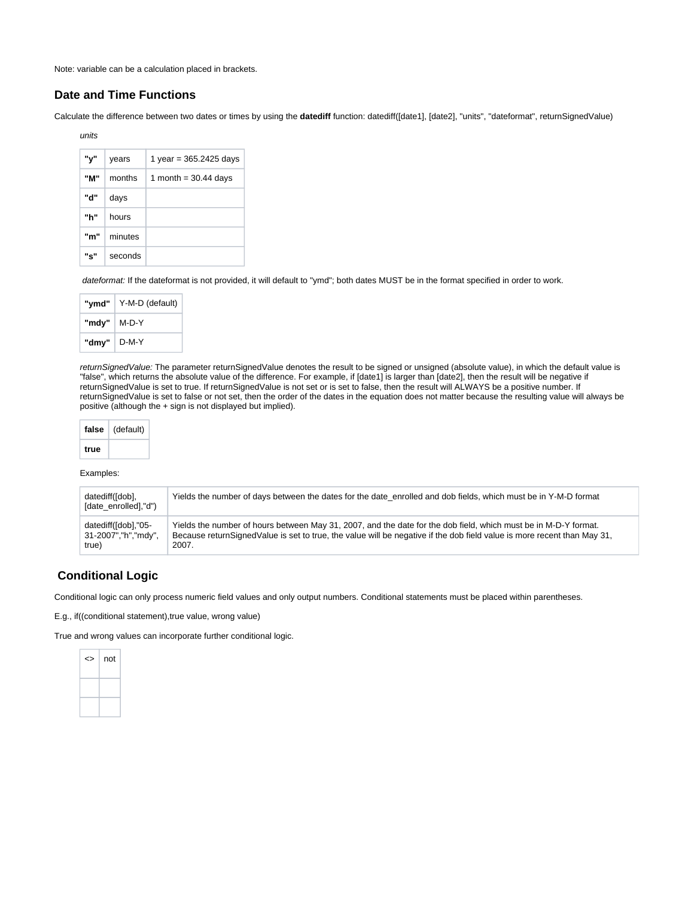Note: variable can be a calculation placed in brackets.

## Date and Time Functions

Calculate the difference between two dates or times by using the **datediff** function: datediff([date1], [date2], "units", "dateformat", returnSignedValue)

*units*

| | | |
|---|---|---|
| **"y"** | years | 1 year = 365.2425 days |
| **"M"** | months | 1 month = 30.44 days |
| **"d"** | days | |
| **"h"** | hours | |
| **"m"** | minutes | |
| **"s"** | seconds | |

*dateformat:* If the dateformat is not provided, it will default to "ymd"; both dates MUST be in the format specified in order to work.

| | |
|---|---|
| **"ymd"** | Y-M-D (default) |
| **"mdy"** | M-D-Y |
| **"dmy"** | D-M-Y |

*returnSignedValue:* The parameter returnSignedValue denotes the result to be signed or unsigned (absolute value), in which the default value is "false", which returns the absolute value of the difference. For example, if [date1] is larger than [date2], then the result will be negative if returnSignedValue is set to true. If returnSignedValue is not set or is set to false, then the result will ALWAYS be a positive number. If returnSignedValue is set to false or not set, then the order of the dates in the equation does not matter because the resulting value will always be positive (although the + sign is not displayed but implied).

| | |
|---|---|
| **false** | (default) |
| **true** | |

Examples:

| | |
|---|---|
| datediff([dob], [date_enrolled],"d") | Yields the number of days between the dates for the date_enrolled and dob fields, which must be in Y-M-D format |
| datediff([dob],"05-31-2007","h","mdy", true) | Yields the number of hours between May 31, 2007, and the date for the dob field, which must be in M-D-Y format. Because returnSignedValue is set to true, the value will be negative if the dob field value is more recent than May 31, 2007. |

## Conditional Logic

Conditional logic can only process numeric field values and only output numbers. Conditional statements must be placed within parentheses.

E.g., if((conditional statement),true value, wrong value)

True and wrong values can incorporate further conditional logic.

| | |
|---|---|
| <> | not |
| | |
| | |